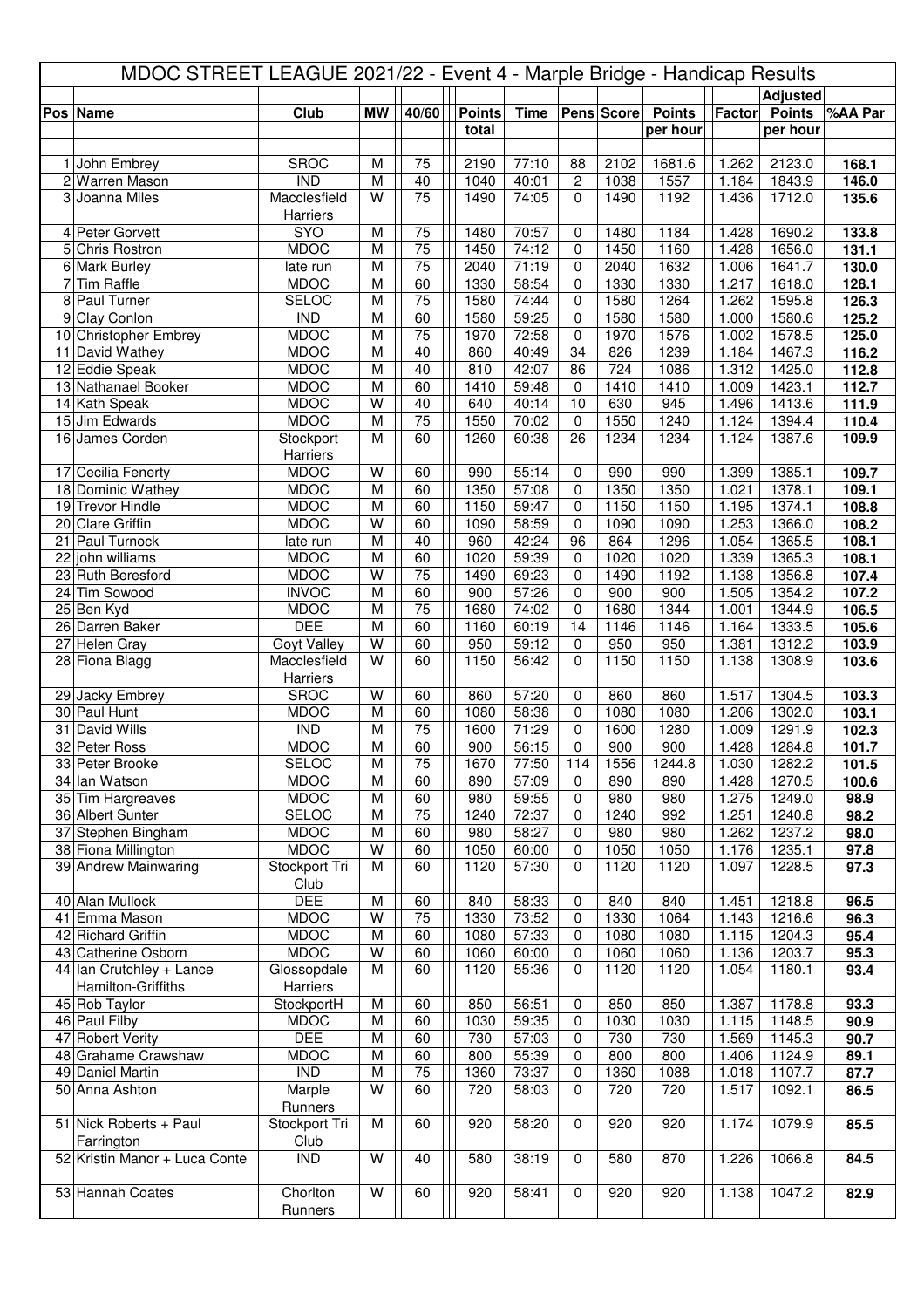# MDOC STREET LEAGUE 2021/22 - Event 4 - Marple Bridge - Handicap Results

| Pos | Name | Club | MW | 40/60 | Points total | Time | Pens | Score | Points per hour | Factor | Adjusted Points per hour | %AA Par |
|---|---|---|---|---|---|---|---|---|---|---|---|---|
| 1 | John Embrey | SROC | M | 75 | 2190 | 77:10 | 88 | 2102 | 1681.6 | 1.262 | 2123.0 | 168.1 |
| 2 | Warren Mason | IND | M | 40 | 1040 | 40:01 | 2 | 1038 | 1557 | 1.184 | 1843.9 | 146.0 |
| 3 | Joanna Miles | Macclesfield Harriers | W | 75 | 1490 | 74:05 | 0 | 1490 | 1192 | 1.436 | 1712.0 | 135.6 |
| 4 | Peter Gorvett | SYO | M | 75 | 1480 | 70:57 | 0 | 1480 | 1184 | 1.428 | 1690.2 | 133.8 |
| 5 | Chris Rostron | MDOC | M | 75 | 1450 | 74:12 | 0 | 1450 | 1160 | 1.428 | 1656.0 | 131.1 |
| 6 | Mark Burley | late run | M | 75 | 2040 | 71:19 | 0 | 2040 | 1632 | 1.006 | 1641.7 | 130.0 |
| 7 | Tim Raffle | MDOC | M | 60 | 1330 | 58:54 | 0 | 1330 | 1330 | 1.217 | 1618.0 | 128.1 |
| 8 | Paul Turner | SELOC | M | 75 | 1580 | 74:44 | 0 | 1580 | 1264 | 1.262 | 1595.8 | 126.3 |
| 9 | Clay Conlon | IND | M | 60 | 1580 | 59:25 | 0 | 1580 | 1580 | 1.000 | 1580.6 | 125.2 |
| 10 | Christopher Embrey | MDOC | M | 75 | 1970 | 72:58 | 0 | 1970 | 1576 | 1.002 | 1578.5 | 125.0 |
| 11 | David Wathey | MDOC | M | 40 | 860 | 40:49 | 34 | 826 | 1239 | 1.184 | 1467.3 | 116.2 |
| 12 | Eddie Speak | MDOC | M | 40 | 810 | 42:07 | 86 | 724 | 1086 | 1.312 | 1425.0 | 112.8 |
| 13 | Nathanael Booker | MDOC | M | 60 | 1410 | 59:48 | 0 | 1410 | 1410 | 1.009 | 1423.1 | 112.7 |
| 14 | Kath Speak | MDOC | W | 40 | 640 | 40:14 | 10 | 630 | 945 | 1.496 | 1413.6 | 111.9 |
| 15 | Jim Edwards | MDOC | M | 75 | 1550 | 70:02 | 0 | 1550 | 1240 | 1.124 | 1394.4 | 110.4 |
| 16 | James Corden | Stockport Harriers | M | 60 | 1260 | 60:38 | 26 | 1234 | 1234 | 1.124 | 1387.6 | 109.9 |
| 17 | Cecilia Fenerty | MDOC | W | 60 | 990 | 55:14 | 0 | 990 | 990 | 1.399 | 1385.1 | 109.7 |
| 18 | Dominic Wathey | MDOC | M | 60 | 1350 | 57:08 | 0 | 1350 | 1350 | 1.021 | 1378.1 | 109.1 |
| 19 | Trevor Hindle | MDOC | M | 60 | 1150 | 59:47 | 0 | 1150 | 1150 | 1.195 | 1374.1 | 108.8 |
| 20 | Clare Griffin | MDOC | W | 60 | 1090 | 58:59 | 0 | 1090 | 1090 | 1.253 | 1366.0 | 108.2 |
| 21 | Paul Turnock | late run | M | 40 | 960 | 42:24 | 96 | 864 | 1296 | 1.054 | 1365.5 | 108.1 |
| 22 | john williams | MDOC | M | 60 | 1020 | 59:39 | 0 | 1020 | 1020 | 1.339 | 1365.3 | 108.1 |
| 23 | Ruth Beresford | MDOC | W | 75 | 1490 | 69:23 | 0 | 1490 | 1192 | 1.138 | 1356.8 | 107.4 |
| 24 | Tim Sowood | INVOC | M | 60 | 900 | 57:26 | 0 | 900 | 900 | 1.505 | 1354.2 | 107.2 |
| 25 | Ben Kyd | MDOC | M | 75 | 1680 | 74:02 | 0 | 1680 | 1344 | 1.001 | 1344.9 | 106.5 |
| 26 | Darren Baker | DEE | M | 60 | 1160 | 60:19 | 14 | 1146 | 1146 | 1.164 | 1333.5 | 105.6 |
| 27 | Helen Gray | Goyt Valley | W | 60 | 950 | 59:12 | 0 | 950 | 950 | 1.381 | 1312.2 | 103.9 |
| 28 | Fiona Blagg | Macclesfield Harriers | W | 60 | 1150 | 56:42 | 0 | 1150 | 1150 | 1.138 | 1308.9 | 103.6 |
| 29 | Jacky Embrey | SROC | W | 60 | 860 | 57:20 | 0 | 860 | 860 | 1.517 | 1304.5 | 103.3 |
| 30 | Paul Hunt | MDOC | M | 60 | 1080 | 58:38 | 0 | 1080 | 1080 | 1.206 | 1302.0 | 103.1 |
| 31 | David Wills | IND | M | 75 | 1600 | 71:29 | 0 | 1600 | 1280 | 1.009 | 1291.9 | 102.3 |
| 32 | Peter Ross | MDOC | M | 60 | 900 | 56:15 | 0 | 900 | 900 | 1.428 | 1284.8 | 101.7 |
| 33 | Peter Brooke | SELOC | M | 75 | 1670 | 77:50 | 114 | 1556 | 1244.8 | 1.030 | 1282.2 | 101.5 |
| 34 | Ian Watson | MDOC | M | 60 | 890 | 57:09 | 0 | 890 | 890 | 1.428 | 1270.5 | 100.6 |
| 35 | Tim Hargreaves | MDOC | M | 60 | 980 | 59:55 | 0 | 980 | 980 | 1.275 | 1249.0 | 98.9 |
| 36 | Albert Sunter | SELOC | M | 75 | 1240 | 72:37 | 0 | 1240 | 992 | 1.251 | 1240.8 | 98.2 |
| 37 | Stephen Bingham | MDOC | M | 60 | 980 | 58:27 | 0 | 980 | 980 | 1.262 | 1237.2 | 98.0 |
| 38 | Fiona Millington | MDOC | W | 60 | 1050 | 60:00 | 0 | 1050 | 1050 | 1.176 | 1235.1 | 97.8 |
| 39 | Andrew Mainwaring | Stockport Tri Club | M | 60 | 1120 | 57:30 | 0 | 1120 | 1120 | 1.097 | 1228.5 | 97.3 |
| 40 | Alan Mullock | DEE | M | 60 | 840 | 58:33 | 0 | 840 | 840 | 1.451 | 1218.8 | 96.5 |
| 41 | Emma Mason | MDOC | W | 75 | 1330 | 73:52 | 0 | 1330 | 1064 | 1.143 | 1216.6 | 96.3 |
| 42 | Richard Griffin | MDOC | M | 60 | 1080 | 57:33 | 0 | 1080 | 1080 | 1.115 | 1204.3 | 95.4 |
| 43 | Catherine Osborn | MDOC | W | 60 | 1060 | 60:00 | 0 | 1060 | 1060 | 1.136 | 1203.7 | 95.3 |
| 44 | Ian Crutchley + Lance Hamilton-Griffiths | Glossopdale Harriers | M | 60 | 1120 | 55:36 | 0 | 1120 | 1120 | 1.054 | 1180.1 | 93.4 |
| 45 | Rob Taylor | StockportH | M | 60 | 850 | 56:51 | 0 | 850 | 850 | 1.387 | 1178.8 | 93.3 |
| 46 | Paul Filby | MDOC | M | 60 | 1030 | 59:35 | 0 | 1030 | 1030 | 1.115 | 1148.5 | 90.9 |
| 47 | Robert Verity | DEE | M | 60 | 730 | 57:03 | 0 | 730 | 730 | 1.569 | 1145.3 | 90.7 |
| 48 | Grahame Crawshaw | MDOC | M | 60 | 800 | 55:39 | 0 | 800 | 800 | 1.406 | 1124.9 | 89.1 |
| 49 | Daniel Martin | IND | M | 75 | 1360 | 73:37 | 0 | 1360 | 1088 | 1.018 | 1107.7 | 87.7 |
| 50 | Anna Ashton | Marple Runners | W | 60 | 720 | 58:03 | 0 | 720 | 720 | 1.517 | 1092.1 | 86.5 |
| 51 | Nick Roberts + Paul Farrington | Stockport Tri Club | M | 60 | 920 | 58:20 | 0 | 920 | 920 | 1.174 | 1079.9 | 85.5 |
| 52 | Kristin Manor + Luca Conte | IND | W | 40 | 580 | 38:19 | 0 | 580 | 870 | 1.226 | 1066.8 | 84.5 |
| 53 | Hannah Coates | Chorlton Runners | W | 60 | 920 | 58:41 | 0 | 920 | 920 | 1.138 | 1047.2 | 82.9 |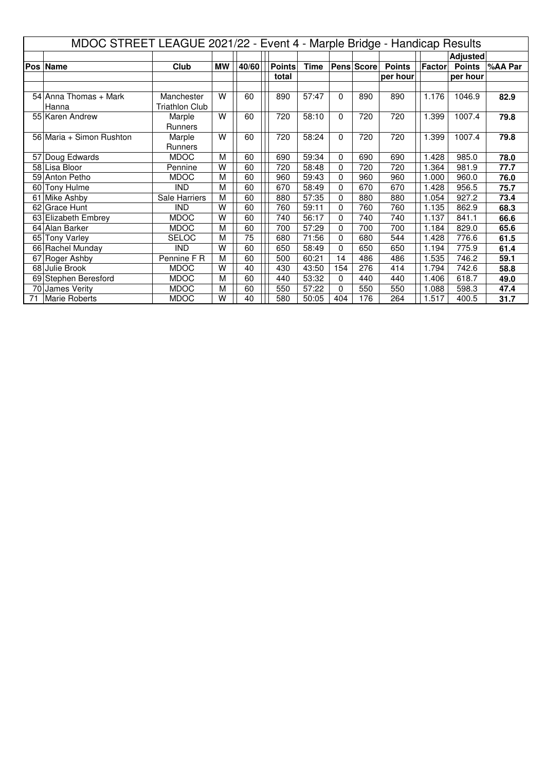# MDOC STREET LEAGUE 2021/22 - Event 4 - Marple Bridge - Handicap Results

| Pos | Name | Club | MW | 40/60 | Points total | Time | Pens | Score | Points per hour | Factor | Adjusted Points per hour | %AA Par |
|---|---|---|---|---|---|---|---|---|---|---|---|---|
| 54 | Anna Thomas + Mark Hanna | Manchester Triathlon Club | W | 60 | 890 | 57:47 | 0 | 890 | 890 | 1.176 | 1046.9 | **82.9** |
| 55 | Karen Andrew | Marple Runners | W | 60 | 720 | 58:10 | 0 | 720 | 720 | 1.399 | 1007.4 | **79.8** |
| 56 | Maria + Simon Rushton | Marple Runners | W | 60 | 720 | 58:24 | 0 | 720 | 720 | 1.399 | 1007.4 | **79.8** |
| 57 | Doug Edwards | MDOC | M | 60 | 690 | 59:34 | 0 | 690 | 690 | 1.428 | 985.0 | **78.0** |
| 58 | Lisa Bloor | Pennine | W | 60 | 720 | 58:48 | 0 | 720 | 720 | 1.364 | 981.9 | **77.7** |
| 59 | Anton Petho | MDOC | M | 60 | 960 | 59:43 | 0 | 960 | 960 | 1.000 | 960.0 | **76.0** |
| 60 | Tony Hulme | IND | M | 60 | 670 | 58:49 | 0 | 670 | 670 | 1.428 | 956.5 | **75.7** |
| 61 | Mike Ashby | Sale Harriers | M | 60 | 880 | 57:35 | 0 | 880 | 880 | 1.054 | 927.2 | **73.4** |
| 62 | Grace Hunt | IND | W | 60 | 760 | 59:11 | 0 | 760 | 760 | 1.135 | 862.9 | **68.3** |
| 63 | Elizabeth Embrey | MDOC | W | 60 | 740 | 56:17 | 0 | 740 | 740 | 1.137 | 841.1 | **66.6** |
| 64 | Alan Barker | MDOC | M | 60 | 700 | 57:29 | 0 | 700 | 700 | 1.184 | 829.0 | **65.6** |
| 65 | Tony Varley | SELOC | M | 75 | 680 | 71:56 | 0 | 680 | 544 | 1.428 | 776.6 | **61.5** |
| 66 | Rachel Munday | IND | W | 60 | 650 | 58:49 | 0 | 650 | 650 | 1.194 | 775.9 | **61.4** |
| 67 | Roger Ashby | Pennine F R | M | 60 | 500 | 60:21 | 14 | 486 | 486 | 1.535 | 746.2 | **59.1** |
| 68 | Julie Brook | MDOC | W | 40 | 430 | 43:50 | 154 | 276 | 414 | 1.794 | 742.6 | **58.8** |
| 69 | Stephen Beresford | MDOC | M | 60 | 440 | 53:32 | 0 | 440 | 440 | 1.406 | 618.7 | **49.0** |
| 70 | James Verity | MDOC | M | 60 | 550 | 57:22 | 0 | 550 | 550 | 1.088 | 598.3 | **47.4** |
| 71 | Marie Roberts | MDOC | W | 40 | 580 | 50:05 | 404 | 176 | 264 | 1.517 | 400.5 | **31.7** |